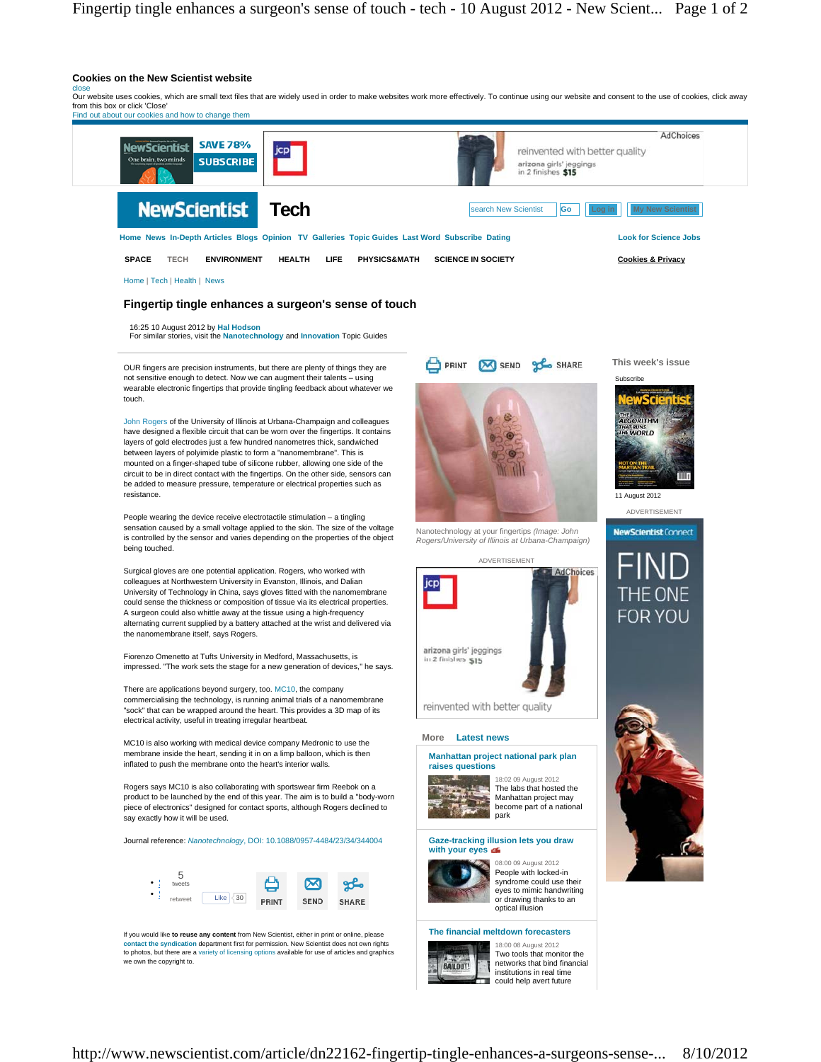# Fingertip tingle enhances a surgeon's sense of touch

16:25 10 August 2012 by Hal Hodson
For similar stories, visit the Nanotechnology and Innovation Topic Guides

OUR fingers are precision instruments, but there are plenty of things they are not sensitive enough to detect. Now we can augment their talents – using wearable electronic fingertips that provide tingling feedback about whatever we touch.

John Rogers of the University of Illinois at Urbana-Champaign and colleagues have designed a flexible circuit that can be worn over the fingertips. It contains layers of gold electrodes just a few hundred nanometres thick, sandwiched between layers of polyimide plastic to form a "nanomembrane". This is mounted on a finger-shaped tube of silicone rubber, allowing one side of the circuit to be in direct contact with the fingertips. On the other side, sensors can be added to measure pressure, temperature or electrical properties such as resistance.

Nanotechnology at your fingertips *(Image: John Rogers/University of Illinois at Urbana-Champaign)*

People wearing the device receive electrotactile stimulation – a tingling sensation caused by a small voltage applied to the skin. The size of the voltage is controlled by the sensor and varies depending on the properties of the object being touched.

Surgical gloves are one potential application. Rogers, who worked with colleagues at Northwestern University in Evanston, Illinois, and Dalian University of Technology in China, says gloves fitted with the nanomembrane could sense the thickness or composition of tissue via its electrical properties. A surgeon could also whittle away at the tissue using a high-frequency alternating current supplied by a battery attached at the wrist and delivered via the nanomembrane itself, says Rogers.

Fiorenzo Omenetto at Tufts University in Medford, Massachusetts, is impressed. "The work sets the stage for a new generation of devices," he says.

There are applications beyond surgery, too. MC10, the company commercialising the technology, is running animal trials of a nanomembrane "sock" that can be wrapped around the heart. This provides a 3D map of its electrical activity, useful in treating irregular heartbeat.

MC10 is also working with medical device company Medronic to use the membrane inside the heart, sending it in on a limp balloon, which is then inflated to push the membrane onto the heart's interior walls.

Rogers says MC10 is also collaborating with sportswear firm Reebok on a product to be launched by the end of this year. The aim is to build a "body-worn piece of electronics" designed for contact sports, although Rogers declined to say exactly how it will be used.

Journal reference: *Nanotechnology*, DOI: 10.1088/0957-4484/23/34/344004

If you would like **to reuse any content** from New Scientist, either in print or online, please **contact the syndication** department first for permission. New Scientist does not own rights to photos, but there are a variety of licensing options available for use of articles and graphics we own the copyright to.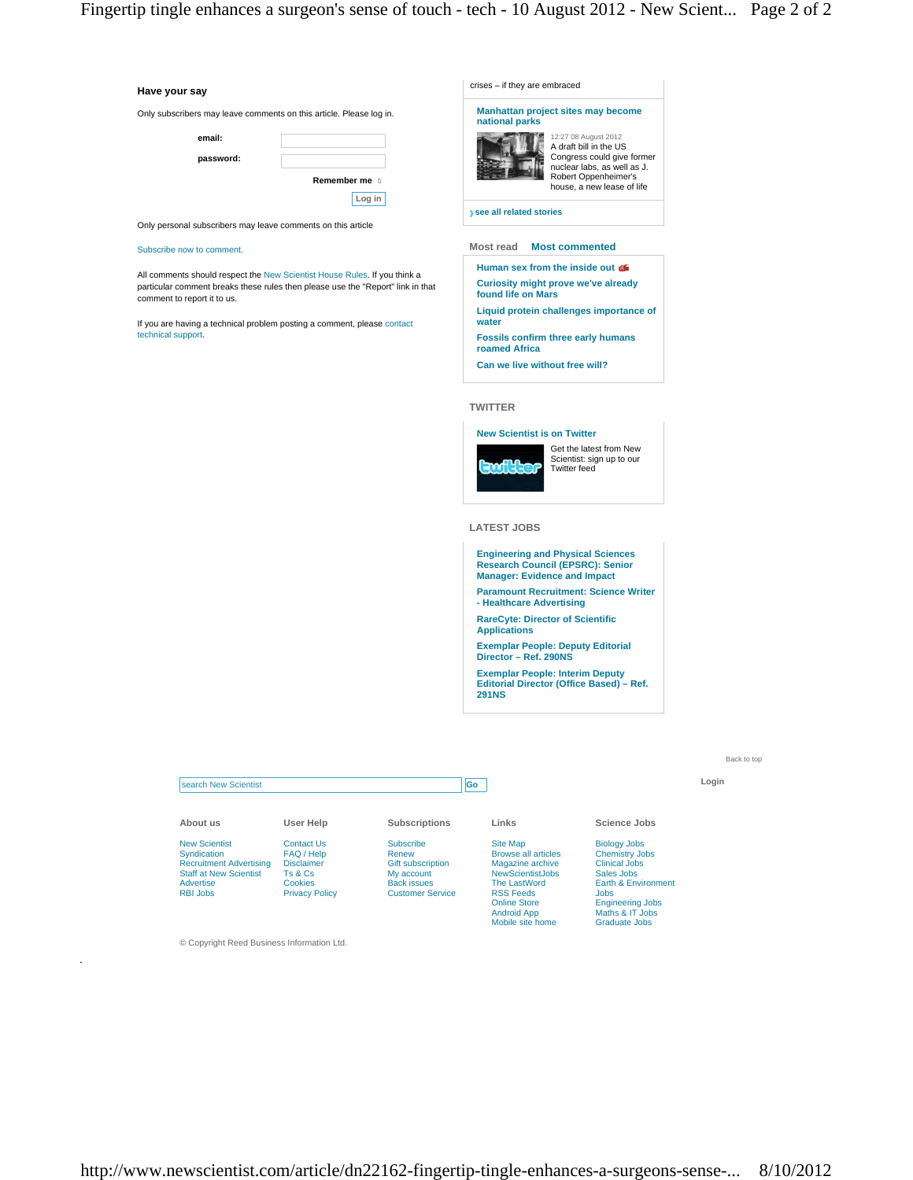## Have your say

Only subscribers may leave comments on this article. Please log in.

**email:**

**password:**

**Remember me**

Log in

Only personal subscribers may leave comments on this article

Subscribe now to comment.

All comments should respect the New Scientist House Rules. If you think a particular comment breaks these rules then please use the "Report" link in that comment to report it to us.

If you are having a technical problem posting a comment, please contact technical support.

crises – if they are embraced

**Manhattan project sites may become national parks**

12:27 08 August 2012
A draft bill in the US Congress could give former nuclear labs, as well as J. Robert Oppenheimer's house, a new lease of life

see all related stories

Most read **Most commented**

- **Human sex from the inside out**
- **Curiosity might prove we've already found life on Mars**
- **Liquid protein challenges importance of water**
- **Fossils confirm three early humans roamed Africa**
- **Can we live without free will?**

### TWITTER

**New Scientist is on Twitter**

Get the latest from New Scientist: sign up to our Twitter feed

### LATEST JOBS

- **Engineering and Physical Sciences Research Council (EPSRC): Senior Manager: Evidence and Impact**
- **Paramount Recruitment: Science Writer - Healthcare Advertising**
- **RareCyte: Director of Scientific Applications**
- **Exemplar People: Deputy Editorial Director – Ref. 290NS**
- **Exemplar People: Interim Deputy Editorial Director (Office Based) – Ref. 291NS**

Back to top

search New Scientist Go

Login

**About us**
New Scientist
Syndication
Recruitment Advertising
Staff at New Scientist
Advertise
RBI Jobs

**User Help**
Contact Us
FAQ / Help
Disclaimer
Ts & Cs
Cookies
Privacy Policy

**Subscriptions**
Subscribe
Renew
Gift subscription
My account
Back issues
Customer Service

**Links**
Site Map
Browse all articles
Magazine archive
NewScientistJobs
The LastWord
RSS Feeds
Online Store
Android App
Mobile site home

**Science Jobs**
Biology Jobs
Chemistry Jobs
Clinical Jobs
Sales Jobs
Earth & Environment Jobs
Engineering Jobs
Maths & IT Jobs
Graduate Jobs

© Copyright Reed Business Information Ltd.